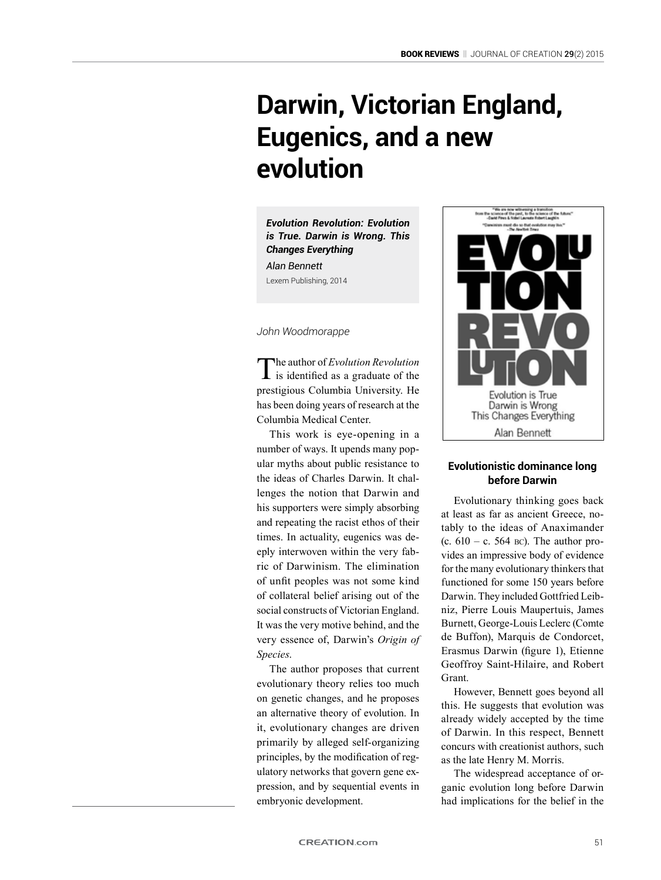# Darwin, Victorian England, Eugenics, and a new evolution

***Evolution Revolution: Evolution is True. Darwin is Wrong. This Changes Everything***
*Alan Bennett*
Lexem Publishing, 2014

*John Woodmorappe*

The author of *Evolution Revolution* is identified as a graduate of the prestigious Columbia University. He has been doing years of research at the Columbia Medical Center.

This work is eye-opening in a number of ways. It upends many popular myths about public resistance to the ideas of Charles Darwin. It challenges the notion that Darwin and his supporters were simply absorbing and repeating the racist ethos of their times. In actuality, eugenics was deeply interwoven within the very fabric of Darwinism. The elimination of unfit peoples was not some kind of collateral belief arising out of the social constructs of Victorian England. It was the very motive behind, and the very essence of, Darwin's *Origin of Species*.

The author proposes that current evolutionary theory relies too much on genetic changes, and he proposes an alternative theory of evolution. In it, evolutionary changes are driven primarily by alleged self-organizing principles, by the modification of regulatory networks that govern gene expression, and by sequential events in embryonic development.

## Evolutionistic dominance long before Darwin

Evolutionary thinking goes back at least as far as ancient Greece, notably to the ideas of Anaximander (c. 610 – c. 564 BC). The author provides an impressive body of evidence for the many evolutionary thinkers that functioned for some 150 years before Darwin. They included Gottfried Leibniz, Pierre Louis Maupertuis, James Burnett, George-Louis Leclerc (Comte de Buffon), Marquis de Condorcet, Erasmus Darwin (figure 1), Etienne Geoffroy Saint-Hilaire, and Robert Grant.

However, Bennett goes beyond all this. He suggests that evolution was already widely accepted by the time of Darwin. In this respect, Bennett concurs with creationist authors, such as the late Henry M. Morris.

The widespread acceptance of organic evolution long before Darwin had implications for the belief in the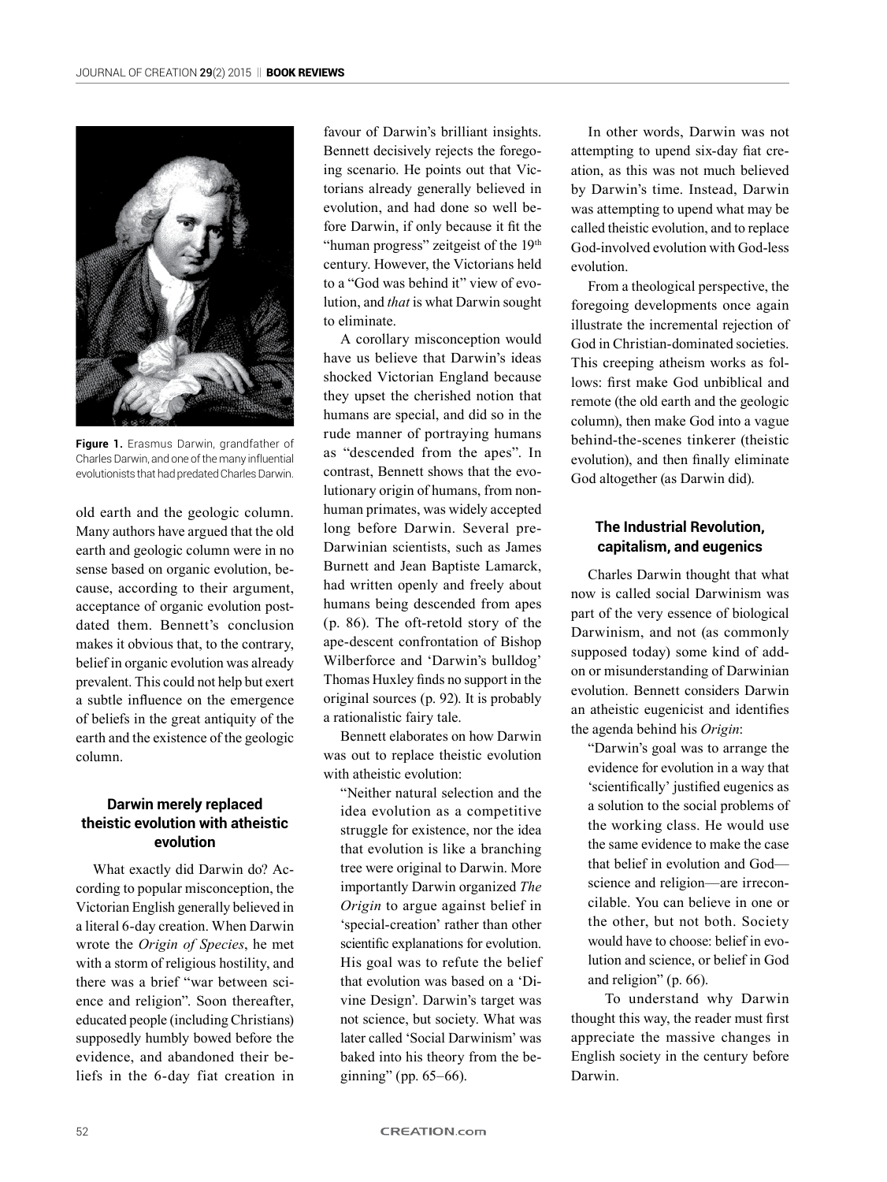Figure 1. Erasmus Darwin, grandfather of Charles Darwin, and one of the many influential evolutionists that had predated Charles Darwin.

old earth and the geologic column. Many authors have argued that the old earth and geologic column were in no sense based on organic evolution, because, according to their argument, acceptance of organic evolution postdated them. Bennett's conclusion makes it obvious that, to the contrary, belief in organic evolution was already prevalent. This could not help but exert a subtle influence on the emergence of beliefs in the great antiquity of the earth and the existence of the geologic column.

### Darwin merely replaced theistic evolution with atheistic evolution

What exactly did Darwin do? According to popular misconception, the Victorian English generally believed in a literal 6-day creation. When Darwin wrote the *Origin of Species*, he met with a storm of religious hostility, and there was a brief "war between science and religion". Soon thereafter, educated people (including Christians) supposedly humbly bowed before the evidence, and abandoned their beliefs in the 6-day fiat creation in favour of Darwin's brilliant insights. Bennett decisively rejects the foregoing scenario. He points out that Victorians already generally believed in evolution, and had done so well before Darwin, if only because it fit the "human progress" zeitgeist of the 19th century. However, the Victorians held to a "God was behind it" view of evolution, and *that* is what Darwin sought to eliminate.

A corollary misconception would have us believe that Darwin's ideas shocked Victorian England because they upset the cherished notion that humans are special, and did so in the rude manner of portraying humans as "descended from the apes". In contrast, Bennett shows that the evolutionary origin of humans, from non-human primates, was widely accepted long before Darwin. Several pre-Darwinian scientists, such as James Burnett and Jean Baptiste Lamarck, had written openly and freely about humans being descended from apes (p. 86). The oft-retold story of the ape-descent confrontation of Bishop Wilberforce and 'Darwin's bulldog' Thomas Huxley finds no support in the original sources (p. 92). It is probably a rationalistic fairy tale.

Bennett elaborates on how Darwin was out to replace theistic evolution with atheistic evolution:

> "Neither natural selection and the idea evolution as a competitive struggle for existence, nor the idea that evolution is like a branching tree were original to Darwin. More importantly Darwin organized *The Origin* to argue against belief in 'special-creation' rather than other scientific explanations for evolution. His goal was to refute the belief that evolution was based on a 'Divine Design'. Darwin's target was not science, but society. What was later called 'Social Darwinism' was baked into his theory from the beginning" (pp. 65–66).

In other words, Darwin was not attempting to upend six-day fiat creation, as this was not much believed by Darwin's time. Instead, Darwin was attempting to upend what may be called theistic evolution, and to replace God-involved evolution with God-less evolution.

From a theological perspective, the foregoing developments once again illustrate the incremental rejection of God in Christian-dominated societies. This creeping atheism works as follows: first make God unbiblical and remote (the old earth and the geologic column), then make God into a vague behind-the-scenes tinkerer (theistic evolution), and then finally eliminate God altogether (as Darwin did).

### The Industrial Revolution, capitalism, and eugenics

Charles Darwin thought that what now is called social Darwinism was part of the very essence of biological Darwinism, and not (as commonly supposed today) some kind of add-on or misunderstanding of Darwinian evolution. Bennett considers Darwin an atheistic eugenicist and identifies the agenda behind his *Origin*:

> "Darwin's goal was to arrange the evidence for evolution in a way that 'scientifically' justified eugenics as a solution to the social problems of the working class. He would use the same evidence to make the case that belief in evolution and God—science and religion—are irreconcilable. You can believe in one or the other, but not both. Society would have to choose: belief in evolution and science, or belief in God and religion" (p. 66).

To understand why Darwin thought this way, the reader must first appreciate the massive changes in English society in the century before Darwin.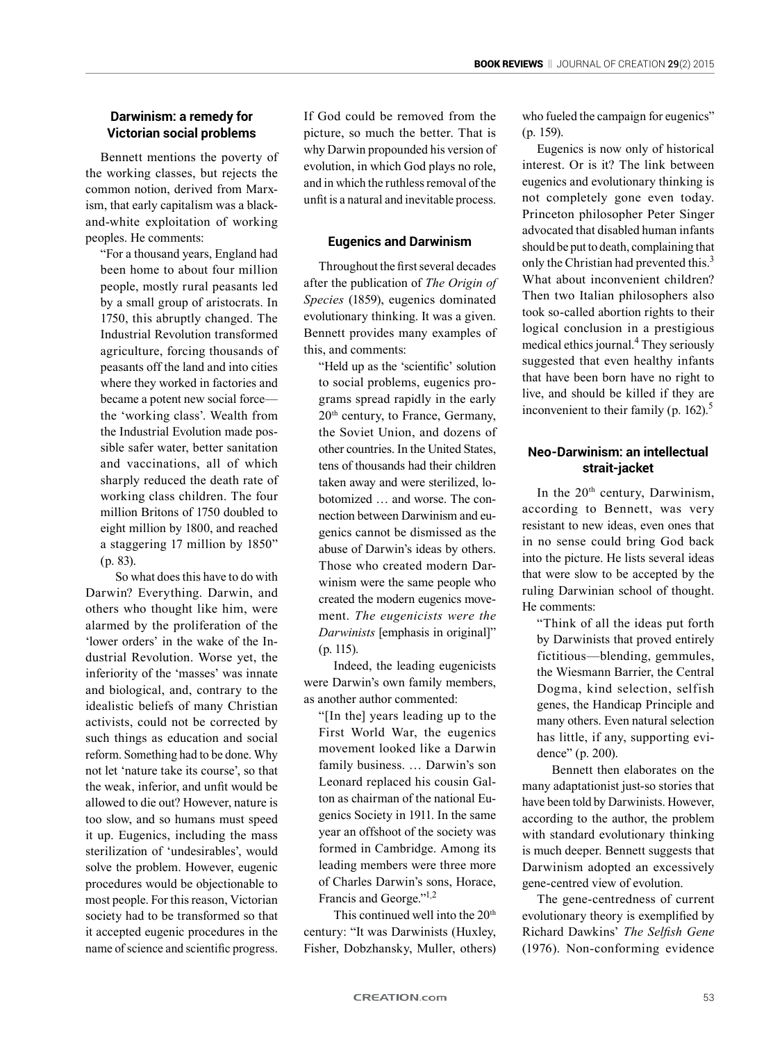## Darwinism: a remedy for Victorian social problems

Bennett mentions the poverty of the working classes, but rejects the common notion, derived from Marxism, that early capitalism was a black-and-white exploitation of working peoples. He comments:

> "For a thousand years, England had been home to about four million people, mostly rural peasants led by a small group of aristocrats. In 1750, this abruptly changed. The Industrial Revolution transformed agriculture, forcing thousands of peasants off the land and into cities where they worked in factories and became a potent new social force—the 'working class'. Wealth from the Industrial Evolution made possible safer water, better sanitation and vaccinations, all of which sharply reduced the death rate of working class children. The four million Britons of 1750 doubled to eight million by 1800, and reached a staggering 17 million by 1850" (p. 83).

So what does this have to do with Darwin? Everything. Darwin, and others who thought like him, were alarmed by the proliferation of the 'lower orders' in the wake of the Industrial Revolution. Worse yet, the inferiority of the 'masses' was innate and biological, and, contrary to the idealistic beliefs of many Christian activists, could not be corrected by such things as education and social reform. Something had to be done. Why not let 'nature take its course', so that the weak, inferior, and unfit would be allowed to die out? However, nature is too slow, and so humans must speed it up. Eugenics, including the mass sterilization of 'undesirables', would solve the problem. However, eugenic procedures would be objectionable to most people. For this reason, Victorian society had to be transformed so that it accepted eugenic procedures in the name of science and scientific progress. If God could be removed from the picture, so much the better. That is why Darwin propounded his version of evolution, in which God plays no role, and in which the ruthless removal of the unfit is a natural and inevitable process.

## Eugenics and Darwinism

Throughout the first several decades after the publication of *The Origin of Species* (1859), eugenics dominated evolutionary thinking. It was a given. Bennett provides many examples of this, and comments:

> "Held up as the 'scientific' solution to social problems, eugenics programs spread rapidly in the early 20th century, to France, Germany, the Soviet Union, and dozens of other countries. In the United States, tens of thousands had their children taken away and were sterilized, lobotomized … and worse. The connection between Darwinism and eugenics cannot be dismissed as the abuse of Darwin's ideas by others. Those who created modern Darwinism were the same people who created the modern eugenics movement. *The eugenicists were the Darwinists* [emphasis in original]" (p. 115).

Indeed, the leading eugenicists were Darwin's own family members, as another author commented:

> "[In the] years leading up to the First World War, the eugenics movement looked like a Darwin family business. … Darwin's son Leonard replaced his cousin Galton as chairman of the national Eugenics Society in 1911. In the same year an offshoot of the society was formed in Cambridge. Among its leading members were three more of Charles Darwin's sons, Horace, Francis and George."[1,2]

This continued well into the 20th century: "It was Darwinists (Huxley, Fisher, Dobzhansky, Muller, others) who fueled the campaign for eugenics" (p. 159).

Eugenics is now only of historical interest. Or is it? The link between eugenics and evolutionary thinking is not completely gone even today. Princeton philosopher Peter Singer advocated that disabled human infants should be put to death, complaining that only the Christian had prevented this.[3] What about inconvenient children? Then two Italian philosophers also took so-called abortion rights to their logical conclusion in a prestigious medical ethics journal.[4] They seriously suggested that even healthy infants that have been born have no right to live, and should be killed if they are inconvenient to their family (p. 162).[5]

## Neo-Darwinism: an intellectual strait-jacket

In the 20th century, Darwinism, according to Bennett, was very resistant to new ideas, even ones that in no sense could bring God back into the picture. He lists several ideas that were slow to be accepted by the ruling Darwinian school of thought. He comments:

> "Think of all the ideas put forth by Darwinists that proved entirely fictitious—blending, gemmules, the Wiesmann Barrier, the Central Dogma, kind selection, selfish genes, the Handicap Principle and many others. Even natural selection has little, if any, supporting evidence" (p. 200).

Bennett then elaborates on the many adaptationist just-so stories that have been told by Darwinists. However, according to the author, the problem with standard evolutionary thinking is much deeper. Bennett suggests that Darwinism adopted an excessively gene-centred view of evolution.

The gene-centredness of current evolutionary theory is exemplified by Richard Dawkins' *The Selfish Gene* (1976). Non-conforming evidence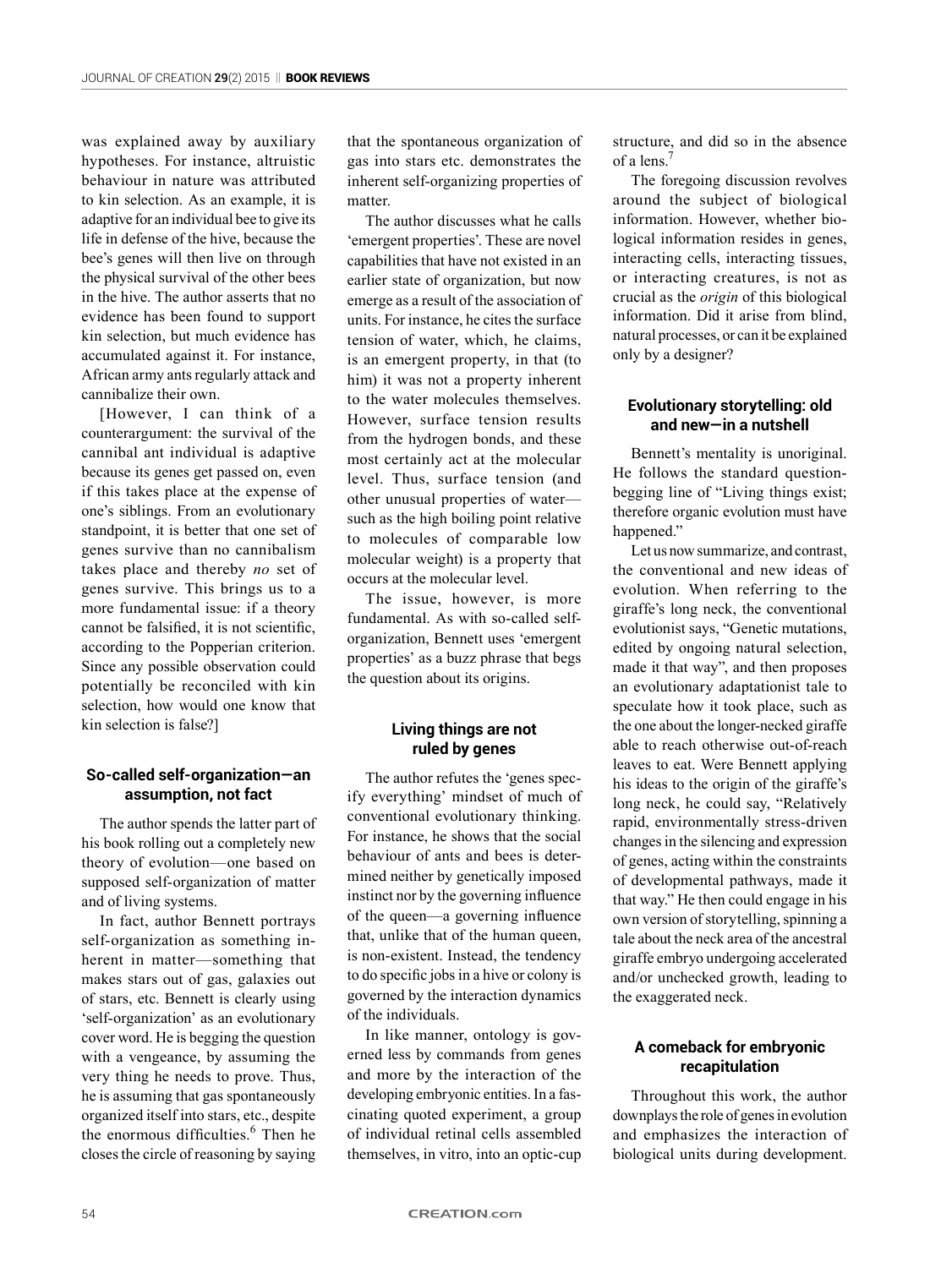was explained away by auxiliary hypotheses. For instance, altruistic behaviour in nature was attributed to kin selection. As an example, it is adaptive for an individual bee to give its life in defense of the hive, because the bee's genes will then live on through the physical survival of the other bees in the hive. The author asserts that no evidence has been found to support kin selection, but much evidence has accumulated against it. For instance, African army ants regularly attack and cannibalize their own.

[However, I can think of a counterargument: the survival of the cannibal ant individual is adaptive because its genes get passed on, even if this takes place at the expense of one's siblings. From an evolutionary standpoint, it is better that one set of genes survive than no cannibalism takes place and thereby *no* set of genes survive. This brings us to a more fundamental issue: if a theory cannot be falsified, it is not scientific, according to the Popperian criterion. Since any possible observation could potentially be reconciled with kin selection, how would one know that kin selection is false?]

### So-called self-organization—an assumption, not fact

The author spends the latter part of his book rolling out a completely new theory of evolution—one based on supposed self-organization of matter and of living systems.

In fact, author Bennett portrays self-organization as something inherent in matter—something that makes stars out of gas, galaxies out of stars, etc. Bennett is clearly using 'self-organization' as an evolutionary cover word. He is begging the question with a vengeance, by assuming the very thing he needs to prove. Thus, he is assuming that gas spontaneously organized itself into stars, etc., despite the enormous difficulties.[6] Then he closes the circle of reasoning by saying that the spontaneous organization of gas into stars etc. demonstrates the inherent self-organizing properties of matter.

The author discusses what he calls 'emergent properties'. These are novel capabilities that have not existed in an earlier state of organization, but now emerge as a result of the association of units. For instance, he cites the surface tension of water, which, he claims, is an emergent property, in that (to him) it was not a property inherent to the water molecules themselves. However, surface tension results from the hydrogen bonds, and these most certainly act at the molecular level. Thus, surface tension (and other unusual properties of water—such as the high boiling point relative to molecules of comparable low molecular weight) is a property that occurs at the molecular level.

The issue, however, is more fundamental. As with so-called self-organization, Bennett uses 'emergent properties' as a buzz phrase that begs the question about its origins.

### Living things are not ruled by genes

The author refutes the 'genes specify everything' mindset of much of conventional evolutionary thinking. For instance, he shows that the social behaviour of ants and bees is determined neither by genetically imposed instinct nor by the governing influence of the queen—a governing influence that, unlike that of the human queen, is non-existent. Instead, the tendency to do specific jobs in a hive or colony is governed by the interaction dynamics of the individuals.

In like manner, ontology is governed less by commands from genes and more by the interaction of the developing embryonic entities. In a fascinating quoted experiment, a group of individual retinal cells assembled themselves, in vitro, into an optic-cup structure, and did so in the absence of a lens.[7]

The foregoing discussion revolves around the subject of biological information. However, whether biological information resides in genes, interacting cells, interacting tissues, or interacting creatures, is not as crucial as the *origin* of this biological information. Did it arise from blind, natural processes, or can it be explained only by a designer?

### Evolutionary storytelling: old and new—in a nutshell

Bennett's mentality is unoriginal. He follows the standard question-begging line of "Living things exist; therefore organic evolution must have happened."

Let us now summarize, and contrast, the conventional and new ideas of evolution. When referring to the giraffe's long neck, the conventional evolutionist says, "Genetic mutations, edited by ongoing natural selection, made it that way", and then proposes an evolutionary adaptationist tale to speculate how it took place, such as the one about the longer-necked giraffe able to reach otherwise out-of-reach leaves to eat. Were Bennett applying his ideas to the origin of the giraffe's long neck, he could say, "Relatively rapid, environmentally stress-driven changes in the silencing and expression of genes, acting within the constraints of developmental pathways, made it that way." He then could engage in his own version of storytelling, spinning a tale about the neck area of the ancestral giraffe embryo undergoing accelerated and/or unchecked growth, leading to the exaggerated neck.

### A comeback for embryonic recapitulation

Throughout this work, the author downplays the role of genes in evolution and emphasizes the interaction of biological units during development.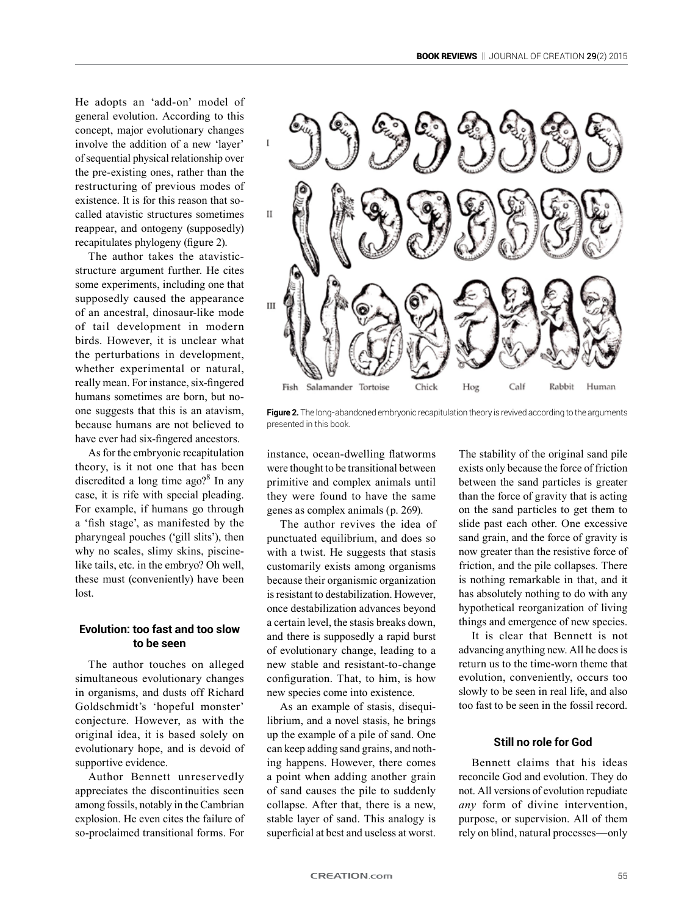He adopts an 'add-on' model of general evolution. According to this concept, major evolutionary changes involve the addition of a new 'layer' of sequential physical relationship over the pre-existing ones, rather than the restructuring of previous modes of existence. It is for this reason that so-called atavistic structures sometimes reappear, and ontogeny (supposedly) recapitulates phylogeny (figure 2).

The author takes the atavistic-structure argument further. He cites some experiments, including one that supposedly caused the appearance of an ancestral, dinosaur-like mode of tail development in modern birds. However, it is unclear what the perturbations in development, whether experimental or natural, really mean. For instance, six-fingered humans sometimes are born, but no-one suggests that this is an atavism, because humans are not believed to have ever had six-fingered ancestors.

As for the embryonic recapitulation theory, is it not one that has been discredited a long time ago?[8] In any case, it is rife with special pleading. For example, if humans go through a 'fish stage', as manifested by the pharyngeal pouches ('gill slits'), then why no scales, slimy skins, piscine-like tails, etc. in the embryo? Oh well, these must (conveniently) have been lost.

**Figure 2.** The long-abandoned embryonic recapitulation theory is revived according to the arguments presented in this book.

### Evolution: too fast and too slow to be seen

The author touches on alleged simultaneous evolutionary changes in organisms, and dusts off Richard Goldschmidt's 'hopeful monster' conjecture. However, as with the original idea, it is based solely on evolutionary hope, and is devoid of supportive evidence.

Author Bennett unreservedly appreciates the discontinuities seen among fossils, notably in the Cambrian explosion. He even cites the failure of so-proclaimed transitional forms. For instance, ocean-dwelling flatworms were thought to be transitional between primitive and complex animals until they were found to have the same genes as complex animals (p. 269).

The author revives the idea of punctuated equilibrium, and does so with a twist. He suggests that stasis customarily exists among organisms because their organismic organization is resistant to destabilization. However, once destabilization advances beyond a certain level, the stasis breaks down, and there is supposedly a rapid burst of evolutionary change, leading to a new stable and resistant-to-change configuration. That, to him, is how new species come into existence.

As an example of stasis, disequilibrium, and a novel stasis, he brings up the example of a pile of sand. One can keep adding sand grains, and nothing happens. However, there comes a point when adding another grain of sand causes the pile to suddenly collapse. After that, there is a new, stable layer of sand. This analogy is superficial at best and useless at worst. The stability of the original sand pile exists only because the force of friction between the sand particles is greater than the force of gravity that is acting on the sand particles to get them to slide past each other. One excessive sand grain, and the force of gravity is now greater than the resistive force of friction, and the pile collapses. There is nothing remarkable in that, and it has absolutely nothing to do with any hypothetical reorganization of living things and emergence of new species.

It is clear that Bennett is not advancing anything new. All he does is return us to the time-worn theme that evolution, conveniently, occurs too slowly to be seen in real life, and also too fast to be seen in the fossil record.

### Still no role for God

Bennett claims that his ideas reconcile God and evolution. They do not. All versions of evolution repudiate *any* form of divine intervention, purpose, or supervision. All of them rely on blind, natural processes—only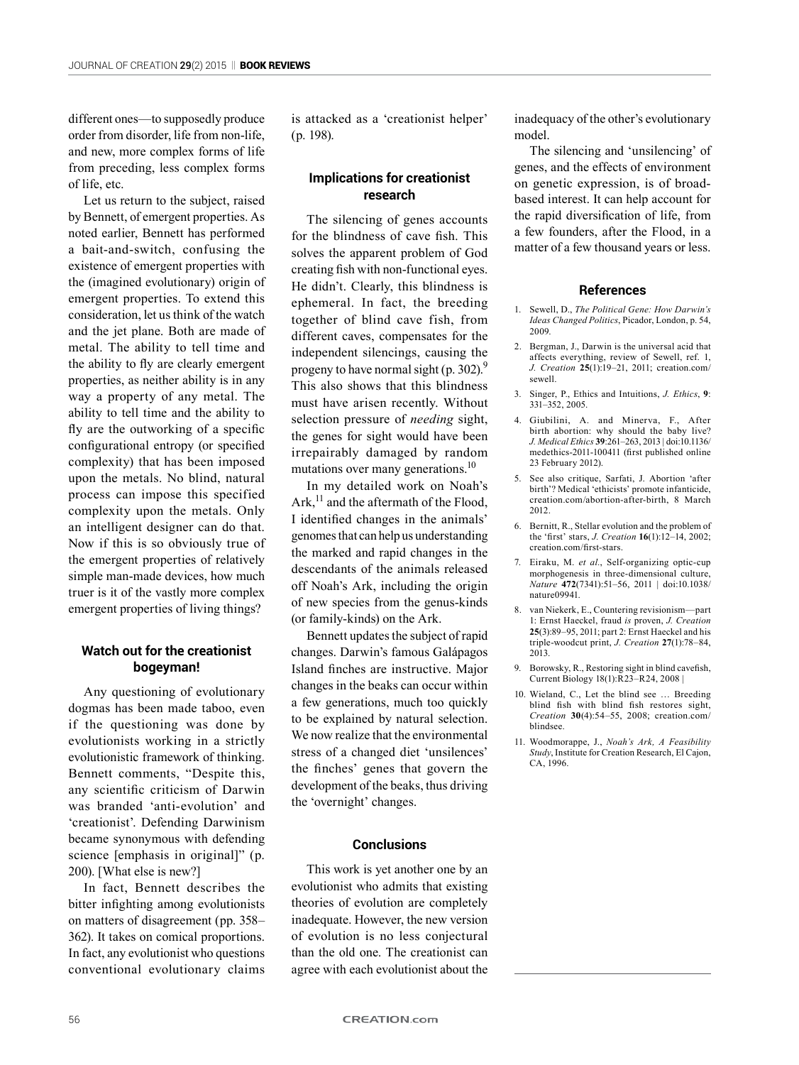different ones—to supposedly produce order from disorder, life from non-life, and new, more complex forms of life from preceding, less complex forms of life, etc.

Let us return to the subject, raised by Bennett, of emergent properties. As noted earlier, Bennett has performed a bait-and-switch, confusing the existence of emergent properties with the (imagined evolutionary) origin of emergent properties. To extend this consideration, let us think of the watch and the jet plane. Both are made of metal. The ability to tell time and the ability to fly are clearly emergent properties, as neither ability is in any way a property of any metal. The ability to tell time and the ability to fly are the outworking of a specific configurational entropy (or specified complexity) that has been imposed upon the metals. No blind, natural process can impose this specified complexity upon the metals. Only an intelligent designer can do that. Now if this is so obviously true of the emergent properties of relatively simple man-made devices, how much truer is it of the vastly more complex emergent properties of living things?

### Watch out for the creationist bogeyman!

Any questioning of evolutionary dogmas has been made taboo, even if the questioning was done by evolutionists working in a strictly evolutionistic framework of thinking. Bennett comments, "Despite this, any scientific criticism of Darwin was branded 'anti-evolution' and 'creationist'. Defending Darwinism became synonymous with defending science [emphasis in original]" (p. 200). [What else is new?]

In fact, Bennett describes the bitter infighting among evolutionists on matters of disagreement (pp. 358–362). It takes on comical proportions. In fact, any evolutionist who questions conventional evolutionary claims is attacked as a 'creationist helper' (p. 198).

### Implications for creationist research

The silencing of genes accounts for the blindness of cave fish. This solves the apparent problem of God creating fish with non-functional eyes. He didn't. Clearly, this blindness is ephemeral. In fact, the breeding together of blind cave fish, from different caves, compensates for the independent silencings, causing the progeny to have normal sight (p. 302).[9] This also shows that this blindness must have arisen recently. Without selection pressure of *needing* sight, the genes for sight would have been irrepairably damaged by random mutations over many generations.[10]

In my detailed work on Noah's Ark,[11] and the aftermath of the Flood, I identified changes in the animals' genomes that can help us understanding the marked and rapid changes in the descendants of the animals released off Noah's Ark, including the origin of new species from the genus-kinds (or family-kinds) on the Ark.

Bennett updates the subject of rapid changes. Darwin's famous Galápagos Island finches are instructive. Major changes in the beaks can occur within a few generations, much too quickly to be explained by natural selection. We now realize that the environmental stress of a changed diet 'unsilences' the finches' genes that govern the development of the beaks, thus driving the 'overnight' changes.

### Conclusions

This work is yet another one by an evolutionist who admits that existing theories of evolution are completely inadequate. However, the new version of evolution is no less conjectural than the old one. The creationist can agree with each evolutionist about the inadequacy of the other's evolutionary model.

The silencing and 'unsilencing' of genes, and the effects of environment on genetic expression, is of broad-based interest. It can help account for the rapid diversification of life, from a few founders, after the Flood, in a matter of a few thousand years or less.

### References

1. Sewell, D., *The Political Gene: How Darwin's Ideas Changed Politics*, Picador, London, p. 54, 2009.
2. Bergman, J., Darwin is the universal acid that affects everything, review of Sewell, ref. 1, *J. Creation* **25**(1):19–21, 2011; creation.com/sewell.
3. Singer, P., Ethics and Intuitions, *J. Ethics*, **9**: 331–352, 2005.
4. Giubilini, A. and Minerva, F., After birth abortion: why should the baby live? *J. Medical Ethics* **39**:261–263, 2013 | doi:10.1136/medethics-2011-100411 (first published online 23 February 2012).
5. See also critique, Sarfati, J. Abortion 'after birth'? Medical 'ethicists' promote infanticide, creation.com/abortion-after-birth, 8 March 2012.
6. Bernitt, R., Stellar evolution and the problem of the 'first' stars, *J. Creation* **16**(1):12–14, 2002; creation.com/first-stars.
7. Eiraku, M. *et al*., Self-organizing optic-cup morphogenesis in three-dimensional culture, *Nature* **472**(7341):51–56, 2011 | doi:10.1038/nature09941.
8. van Niekerk, E., Countering revisionism—part 1: Ernst Haeckel, fraud *is* proven, *J. Creation* **25**(3):89–95, 2011; part 2: Ernst Haeckel and his triple-woodcut print, *J. Creation* **27**(1):78–84, 2013.
9. Borowsky, R., Restoring sight in blind cavefish, Current Biology 18(1):R23–R24, 2008 |
10. Wieland, C., Let the blind see … Breeding blind fish with blind fish restores sight, *Creation* **30**(4):54–55, 2008; creation.com/blindsee.
11. Woodmorappe, J., *Noah's Ark, A Feasibility Study*, Institute for Creation Research, El Cajon, CA, 1996.